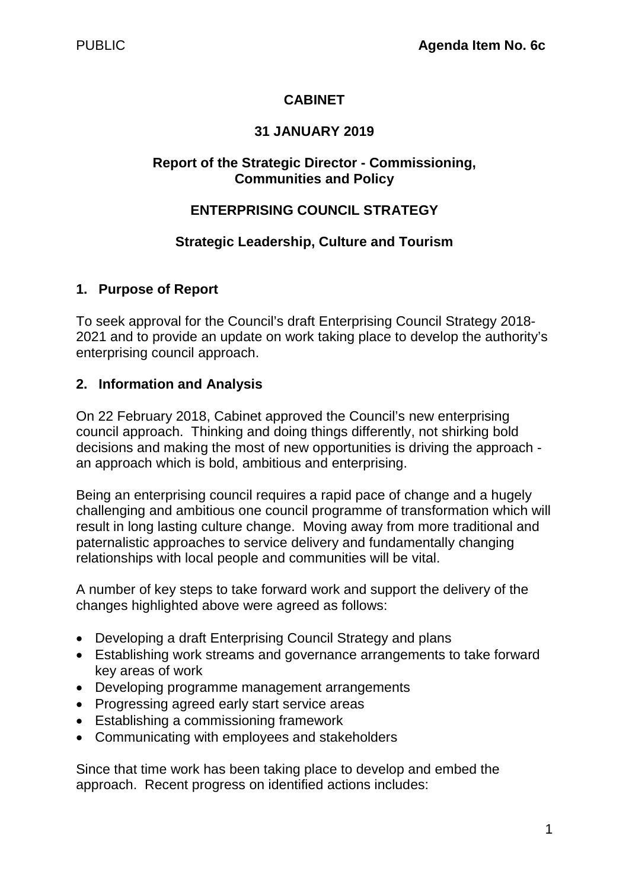PUBLIC **Agenda Item No. 6c**

# CABINET

## 31 JANUARY 2019

### Report of the Strategic Director - Commissioning, Communities and Policy

### ENTERPRISING COUNCIL STRATEGY

### Strategic Leadership, Culture and Tourism

## 1. Purpose of Report

To seek approval for the Council's draft Enterprising Council Strategy 2018-2021 and to provide an update on work taking place to develop the authority's enterprising council approach.

## 2. Information and Analysis

On 22 February 2018, Cabinet approved the Council's new enterprising council approach. Thinking and doing things differently, not shirking bold decisions and making the most of new opportunities is driving the approach - an approach which is bold, ambitious and enterprising.

Being an enterprising council requires a rapid pace of change and a hugely challenging and ambitious one council programme of transformation which will result in long lasting culture change. Moving away from more traditional and paternalistic approaches to service delivery and fundamentally changing relationships with local people and communities will be vital.

A number of key steps to take forward work and support the delivery of the changes highlighted above were agreed as follows:

- Developing a draft Enterprising Council Strategy and plans
- Establishing work streams and governance arrangements to take forward key areas of work
- Developing programme management arrangements
- Progressing agreed early start service areas
- Establishing a commissioning framework
- Communicating with employees and stakeholders

Since that time work has been taking place to develop and embed the approach. Recent progress on identified actions includes: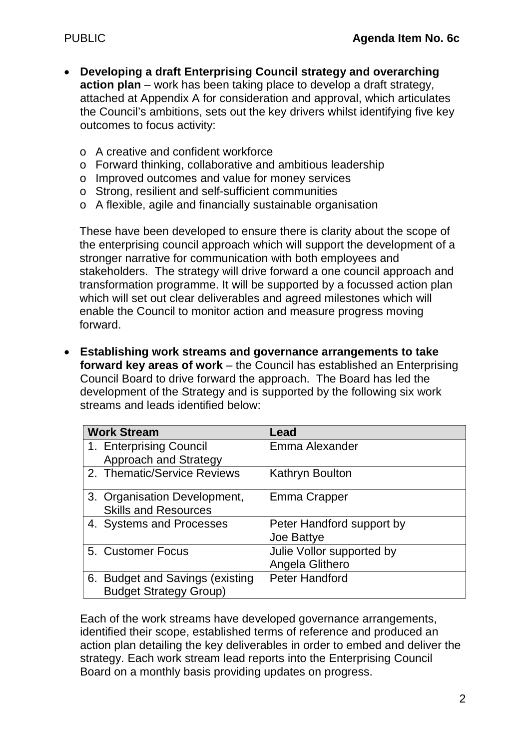- **Developing a draft Enterprising Council strategy and overarching action plan** – work has been taking place to develop a draft strategy, attached at Appendix A for consideration and approval, which articulates the Council's ambitions, sets out the key drivers whilst identifying five key outcomes to focus activity:

    - A creative and confident workforce
    - Forward thinking, collaborative and ambitious leadership
    - Improved outcomes and value for money services
    - Strong, resilient and self-sufficient communities
    - A flexible, agile and financially sustainable organisation

  These have been developed to ensure there is clarity about the scope of the enterprising council approach which will support the development of a stronger narrative for communication with both employees and stakeholders. The strategy will drive forward a one council approach and transformation programme. It will be supported by a focussed action plan which will set out clear deliverables and agreed milestones which will enable the Council to monitor action and measure progress moving forward.

- **Establishing work streams and governance arrangements to take forward key areas of work** – the Council has established an Enterprising Council Board to drive forward the approach. The Board has led the development of the Strategy and is supported by the following six work streams and leads identified below:

| Work Stream | Lead |
|---|---|
| 1. Enterprising Council Approach and Strategy | Emma Alexander |
| 2. Thematic/Service Reviews | Kathryn Boulton |
| 3. Organisation Development, Skills and Resources | Emma Crapper |
| 4. Systems and Processes | Peter Handford support by Joe Battye |
| 5. Customer Focus | Julie Vollor supported by Angela Glithero |
| 6. Budget and Savings (existing Budget Strategy Group) | Peter Handford |

  Each of the work streams have developed governance arrangements, identified their scope, established terms of reference and produced an action plan detailing the key deliverables in order to embed and deliver the strategy. Each work stream lead reports into the Enterprising Council Board on a monthly basis providing updates on progress.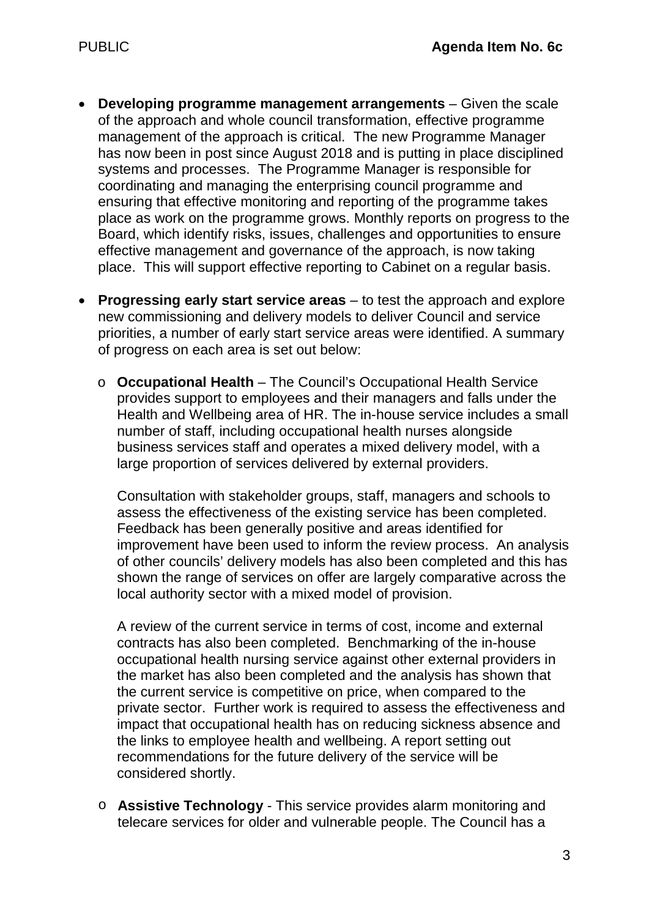- **Developing programme management arrangements** – Given the scale of the approach and whole council transformation, effective programme management of the approach is critical. The new Programme Manager has now been in post since August 2018 and is putting in place disciplined systems and processes. The Programme Manager is responsible for coordinating and managing the enterprising council programme and ensuring that effective monitoring and reporting of the programme takes place as work on the programme grows. Monthly reports on progress to the Board, which identify risks, issues, challenges and opportunities to ensure effective management and governance of the approach, is now taking place. This will support effective reporting to Cabinet on a regular basis.

- **Progressing early start service areas** – to test the approach and explore new commissioning and delivery models to deliver Council and service priorities, a number of early start service areas were identified. A summary of progress on each area is set out below:

  - **Occupational Health** – The Council's Occupational Health Service provides support to employees and their managers and falls under the Health and Wellbeing area of HR. The in-house service includes a small number of staff, including occupational health nurses alongside business services staff and operates a mixed delivery model, with a large proportion of services delivered by external providers.

    Consultation with stakeholder groups, staff, managers and schools to assess the effectiveness of the existing service has been completed. Feedback has been generally positive and areas identified for improvement have been used to inform the review process. An analysis of other councils' delivery models has also been completed and this has shown the range of services on offer are largely comparative across the local authority sector with a mixed model of provision.

    A review of the current service in terms of cost, income and external contracts has also been completed. Benchmarking of the in-house occupational health nursing service against other external providers in the market has also been completed and the analysis has shown that the current service is competitive on price, when compared to the private sector. Further work is required to assess the effectiveness and impact that occupational health has on reducing sickness absence and the links to employee health and wellbeing. A report setting out recommendations for the future delivery of the service will be considered shortly.

  - **Assistive Technology** - This service provides alarm monitoring and telecare services for older and vulnerable people. The Council has a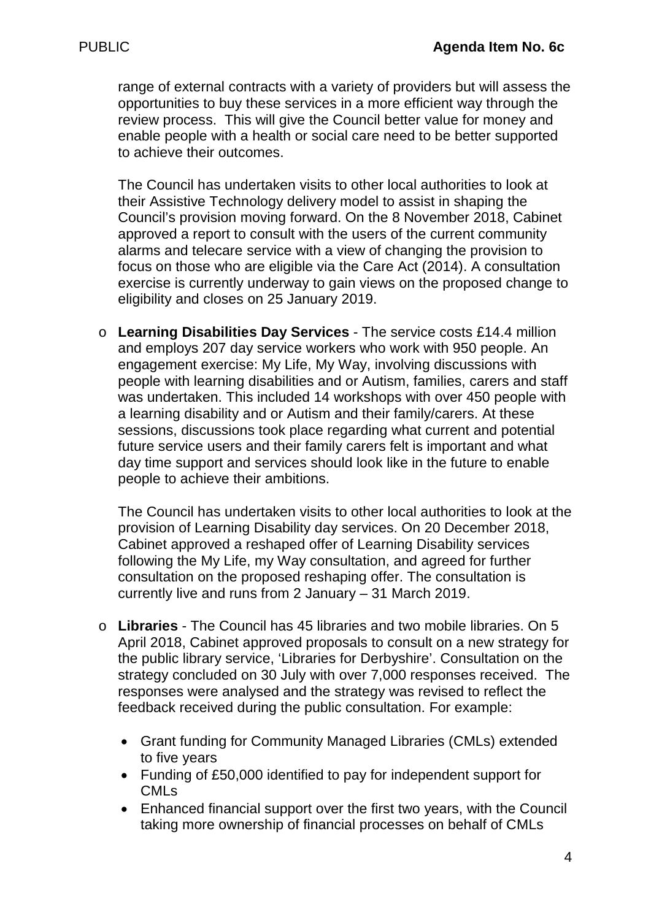range of external contracts with a variety of providers but will assess the opportunities to buy these services in a more efficient way through the review process. This will give the Council better value for money and enable people with a health or social care need to be better supported to achieve their outcomes.

The Council has undertaken visits to other local authorities to look at their Assistive Technology delivery model to assist in shaping the Council's provision moving forward. On the 8 November 2018, Cabinet approved a report to consult with the users of the current community alarms and telecare service with a view of changing the provision to focus on those who are eligible via the Care Act (2014). A consultation exercise is currently underway to gain views on the proposed change to eligibility and closes on 25 January 2019.

- **Learning Disabilities Day Services** - The service costs £14.4 million and employs 207 day service workers who work with 950 people. An engagement exercise: My Life, My Way, involving discussions with people with learning disabilities and or Autism, families, carers and staff was undertaken. This included 14 workshops with over 450 people with a learning disability and or Autism and their family/carers. At these sessions, discussions took place regarding what current and potential future service users and their family carers felt is important and what day time support and services should look like in the future to enable people to achieve their ambitions.

  The Council has undertaken visits to other local authorities to look at the provision of Learning Disability day services. On 20 December 2018, Cabinet approved a reshaped offer of Learning Disability services following the My Life, my Way consultation, and agreed for further consultation on the proposed reshaping offer. The consultation is currently live and runs from 2 January – 31 March 2019.

- **Libraries** - The Council has 45 libraries and two mobile libraries. On 5 April 2018, Cabinet approved proposals to consult on a new strategy for the public library service, 'Libraries for Derbyshire'. Consultation on the strategy concluded on 30 July with over 7,000 responses received. The responses were analysed and the strategy was revised to reflect the feedback received during the public consultation. For example:

  - Grant funding for Community Managed Libraries (CMLs) extended to five years
  - Funding of £50,000 identified to pay for independent support for CMLs
  - Enhanced financial support over the first two years, with the Council taking more ownership of financial processes on behalf of CMLs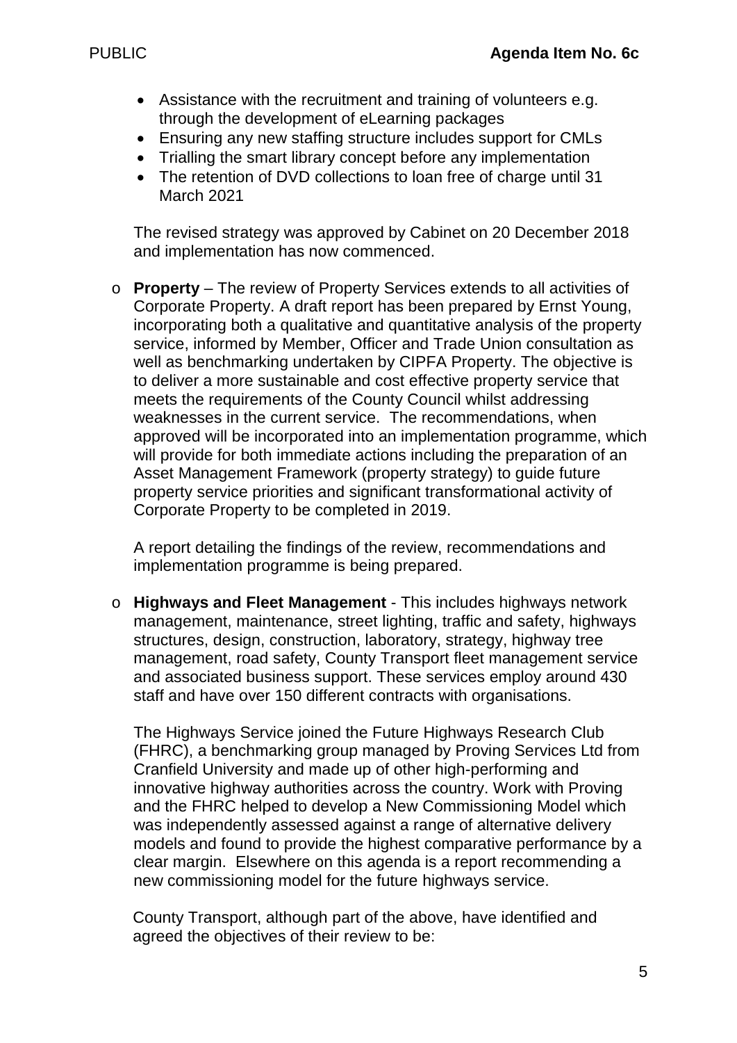- Assistance with the recruitment and training of volunteers e.g. through the development of eLearning packages
- Ensuring any new staffing structure includes support for CMLs
- Trialling the smart library concept before any implementation
- The retention of DVD collections to loan free of charge until 31 March 2021

The revised strategy was approved by Cabinet on 20 December 2018 and implementation has now commenced.

- **Property** – The review of Property Services extends to all activities of Corporate Property. A draft report has been prepared by Ernst Young, incorporating both a qualitative and quantitative analysis of the property service, informed by Member, Officer and Trade Union consultation as well as benchmarking undertaken by CIPFA Property. The objective is to deliver a more sustainable and cost effective property service that meets the requirements of the County Council whilst addressing weaknesses in the current service. The recommendations, when approved will be incorporated into an implementation programme, which will provide for both immediate actions including the preparation of an Asset Management Framework (property strategy) to guide future property service priorities and significant transformational activity of Corporate Property to be completed in 2019.

  A report detailing the findings of the review, recommendations and implementation programme is being prepared.

- **Highways and Fleet Management** - This includes highways network management, maintenance, street lighting, traffic and safety, highways structures, design, construction, laboratory, strategy, highway tree management, road safety, County Transport fleet management service and associated business support. These services employ around 430 staff and have over 150 different contracts with organisations.

  The Highways Service joined the Future Highways Research Club (FHRC), a benchmarking group managed by Proving Services Ltd from Cranfield University and made up of other high-performing and innovative highway authorities across the country. Work with Proving and the FHRC helped to develop a New Commissioning Model which was independently assessed against a range of alternative delivery models and found to provide the highest comparative performance by a clear margin. Elsewhere on this agenda is a report recommending a new commissioning model for the future highways service.

  County Transport, although part of the above, have identified and agreed the objectives of their review to be: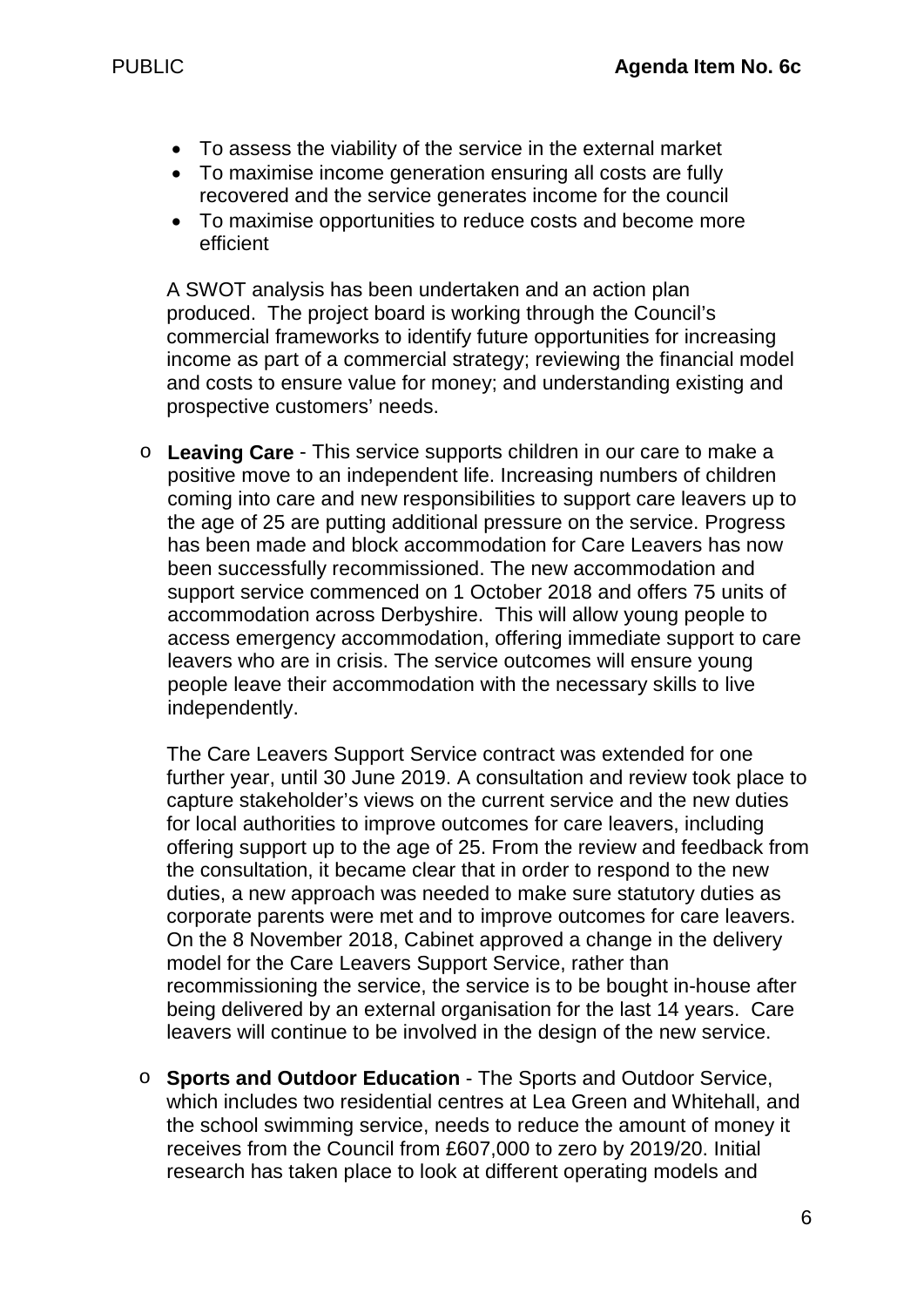- To assess the viability of the service in the external market
- To maximise income generation ensuring all costs are fully recovered and the service generates income for the council
- To maximise opportunities to reduce costs and become more efficient

A SWOT analysis has been undertaken and an action plan produced. The project board is working through the Council's commercial frameworks to identify future opportunities for increasing income as part of a commercial strategy; reviewing the financial model and costs to ensure value for money; and understanding existing and prospective customers' needs.

- **Leaving Care** - This service supports children in our care to make a positive move to an independent life. Increasing numbers of children coming into care and new responsibilities to support care leavers up to the age of 25 are putting additional pressure on the service. Progress has been made and block accommodation for Care Leavers has now been successfully recommissioned. The new accommodation and support service commenced on 1 October 2018 and offers 75 units of accommodation across Derbyshire. This will allow young people to access emergency accommodation, offering immediate support to care leavers who are in crisis. The service outcomes will ensure young people leave their accommodation with the necessary skills to live independently.

  The Care Leavers Support Service contract was extended for one further year, until 30 June 2019. A consultation and review took place to capture stakeholder's views on the current service and the new duties for local authorities to improve outcomes for care leavers, including offering support up to the age of 25. From the review and feedback from the consultation, it became clear that in order to respond to the new duties, a new approach was needed to make sure statutory duties as corporate parents were met and to improve outcomes for care leavers. On the 8 November 2018, Cabinet approved a change in the delivery model for the Care Leavers Support Service, rather than recommissioning the service, the service is to be bought in-house after being delivered by an external organisation for the last 14 years. Care leavers will continue to be involved in the design of the new service.

- **Sports and Outdoor Education** - The Sports and Outdoor Service, which includes two residential centres at Lea Green and Whitehall, and the school swimming service, needs to reduce the amount of money it receives from the Council from £607,000 to zero by 2019/20. Initial research has taken place to look at different operating models and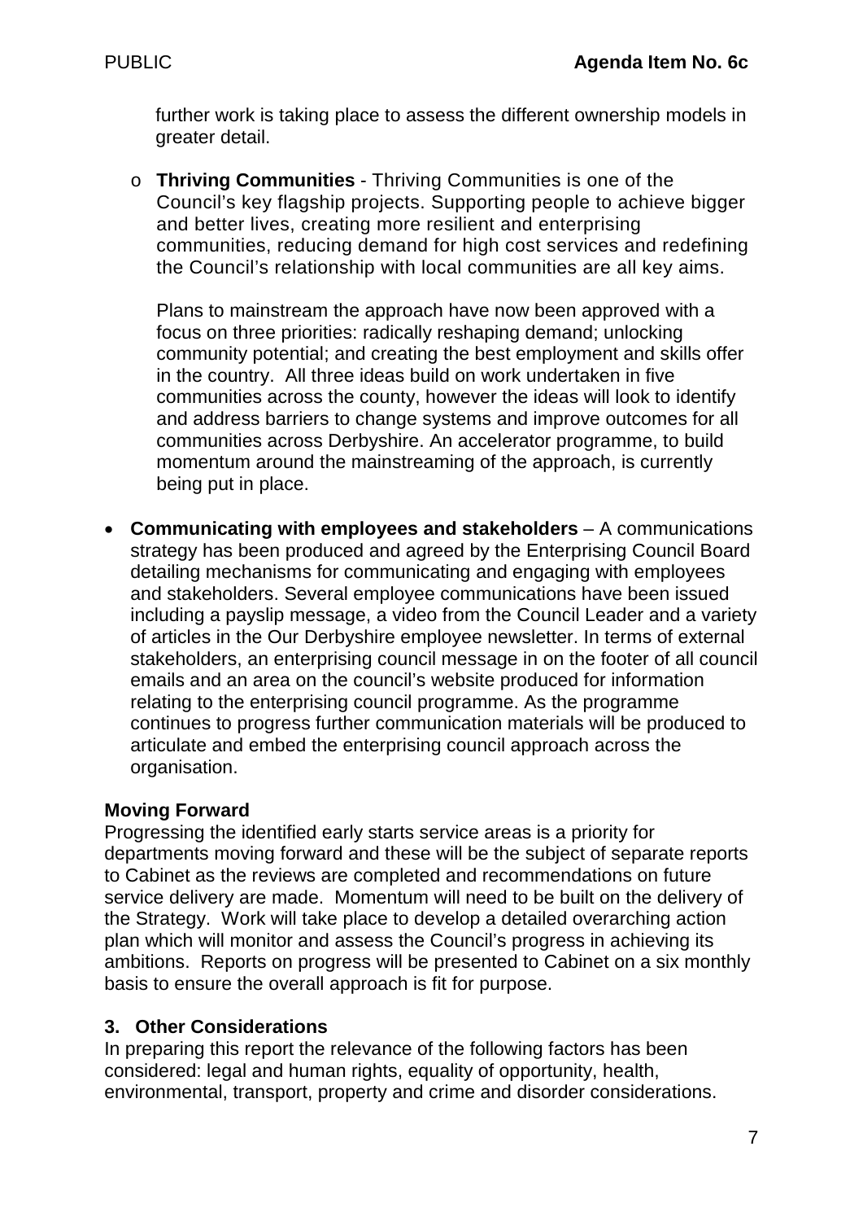further work is taking place to assess the different ownership models in greater detail.

  - **Thriving Communities** - Thriving Communities is one of the Council's key flagship projects. Supporting people to achieve bigger and better lives, creating more resilient and enterprising communities, reducing demand for high cost services and redefining the Council's relationship with local communities are all key aims.

    Plans to mainstream the approach have now been approved with a focus on three priorities: radically reshaping demand; unlocking community potential; and creating the best employment and skills offer in the country. All three ideas build on work undertaken in five communities across the county, however the ideas will look to identify and address barriers to change systems and improve outcomes for all communities across Derbyshire. An accelerator programme, to build momentum around the mainstreaming of the approach, is currently being put in place.

- **Communicating with employees and stakeholders** – A communications strategy has been produced and agreed by the Enterprising Council Board detailing mechanisms for communicating and engaging with employees and stakeholders. Several employee communications have been issued including a payslip message, a video from the Council Leader and a variety of articles in the Our Derbyshire employee newsletter. In terms of external stakeholders, an enterprising council message in on the footer of all council emails and an area on the council's website produced for information relating to the enterprising council programme. As the programme continues to progress further communication materials will be produced to articulate and embed the enterprising council approach across the organisation.

**Moving Forward**

Progressing the identified early starts service areas is a priority for departments moving forward and these will be the subject of separate reports to Cabinet as the reviews are completed and recommendations on future service delivery are made. Momentum will need to be built on the delivery of the Strategy. Work will take place to develop a detailed overarching action plan which will monitor and assess the Council's progress in achieving its ambitions. Reports on progress will be presented to Cabinet on a six monthly basis to ensure the overall approach is fit for purpose.

## 3. Other Considerations

In preparing this report the relevance of the following factors has been considered: legal and human rights, equality of opportunity, health, environmental, transport, property and crime and disorder considerations.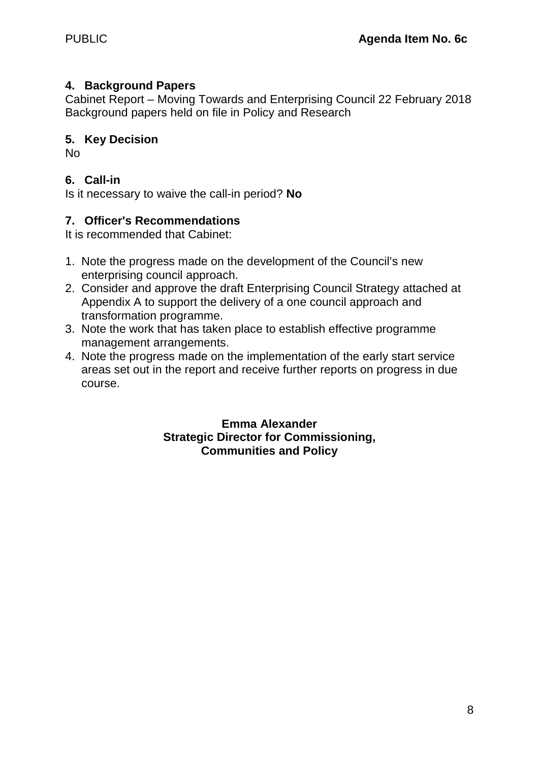PUBLIC **Agenda Item No. 6c**

## 4. Background Papers

Cabinet Report – Moving Towards and Enterprising Council 22 February 2018
Background papers held on file in Policy and Research

## 5. Key Decision

No

## 6. Call-in

Is it necessary to waive the call-in period? **No**

## 7. Officer's Recommendations

It is recommended that Cabinet:

1. Note the progress made on the development of the Council's new enterprising council approach.
2. Consider and approve the draft Enterprising Council Strategy attached at Appendix A to support the delivery of a one council approach and transformation programme.
3. Note the work that has taken place to establish effective programme management arrangements.
4. Note the progress made on the implementation of the early start service areas set out in the report and receive further reports on progress in due course.

**Emma Alexander**
**Strategic Director for Commissioning, Communities and Policy**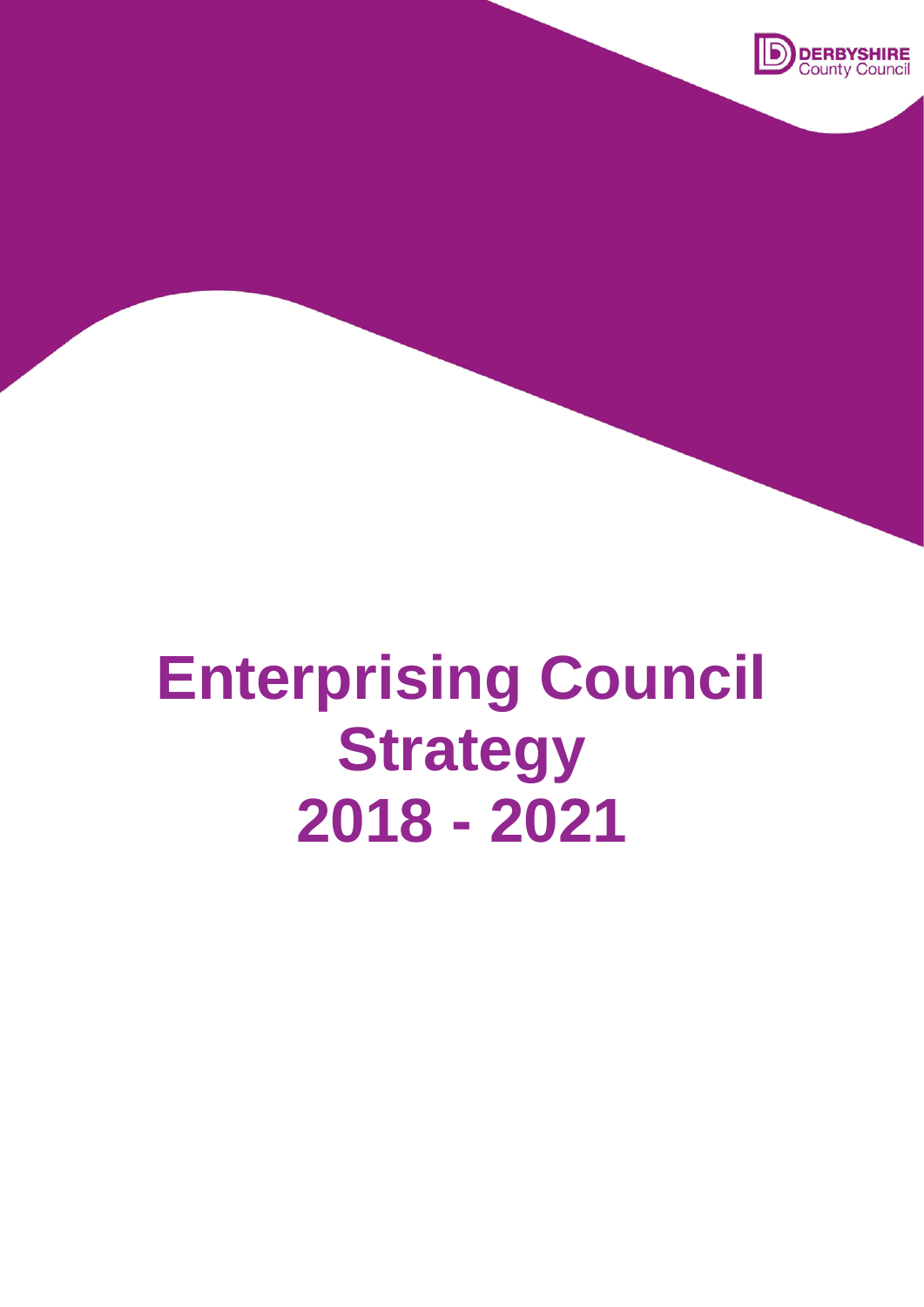DERBYSHIRE
County Council

# Enterprising Council Strategy 2018 - 2021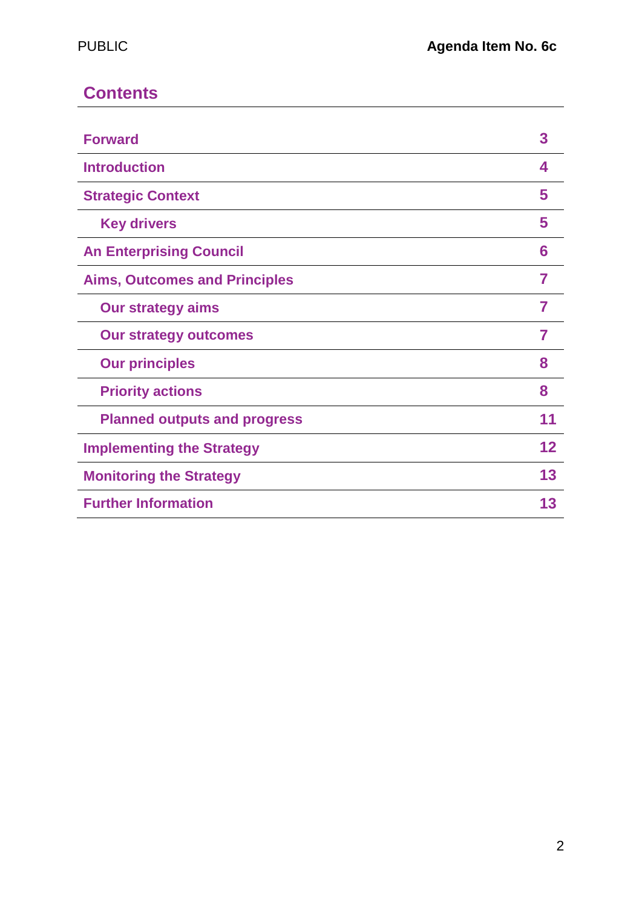## Contents

| | |
|---|---|
| **Forward** | **3** |
| **Introduction** | **4** |
| **Strategic Context** | **5** |
| **Key drivers** | **5** |
| **An Enterprising Council** | **6** |
| **Aims, Outcomes and Principles** | **7** |
| **Our strategy aims** | **7** |
| **Our strategy outcomes** | **7** |
| **Our principles** | **8** |
| **Priority actions** | **8** |
| **Planned outputs and progress** | **11** |
| **Implementing the Strategy** | **12** |
| **Monitoring the Strategy** | **13** |
| **Further Information** | **13** |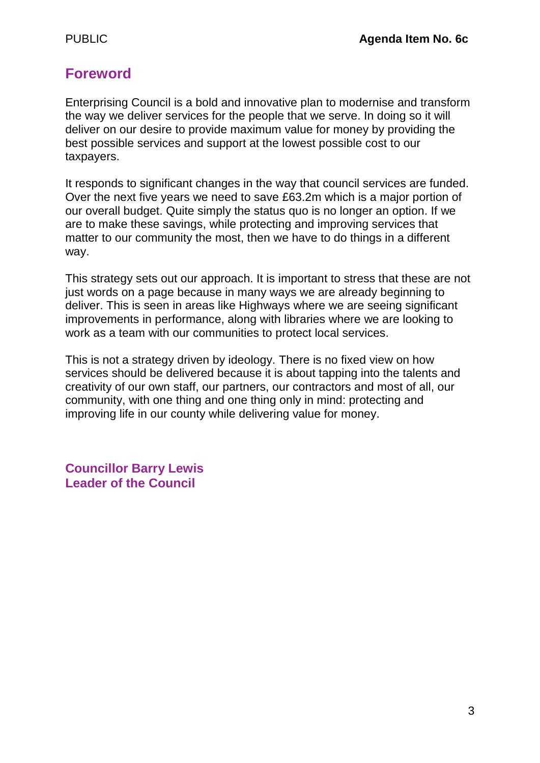# Foreword

Enterprising Council is a bold and innovative plan to modernise and transform the way we deliver services for the people that we serve. In doing so it will deliver on our desire to provide maximum value for money by providing the best possible services and support at the lowest possible cost to our taxpayers.

It responds to significant changes in the way that council services are funded. Over the next five years we need to save £63.2m which is a major portion of our overall budget. Quite simply the status quo is no longer an option. If we are to make these savings, while protecting and improving services that matter to our community the most, then we have to do things in a different way.

This strategy sets out our approach. It is important to stress that these are not just words on a page because in many ways we are already beginning to deliver. This is seen in areas like Highways where we are seeing significant improvements in performance, along with libraries where we are looking to work as a team with our communities to protect local services.

This is not a strategy driven by ideology. There is no fixed view on how services should be delivered because it is about tapping into the talents and creativity of our own staff, our partners, our contractors and most of all, our community, with one thing and one thing only in mind: protecting and improving life in our county while delivering value for money.

**Councillor Barry Lewis**
**Leader of the Council**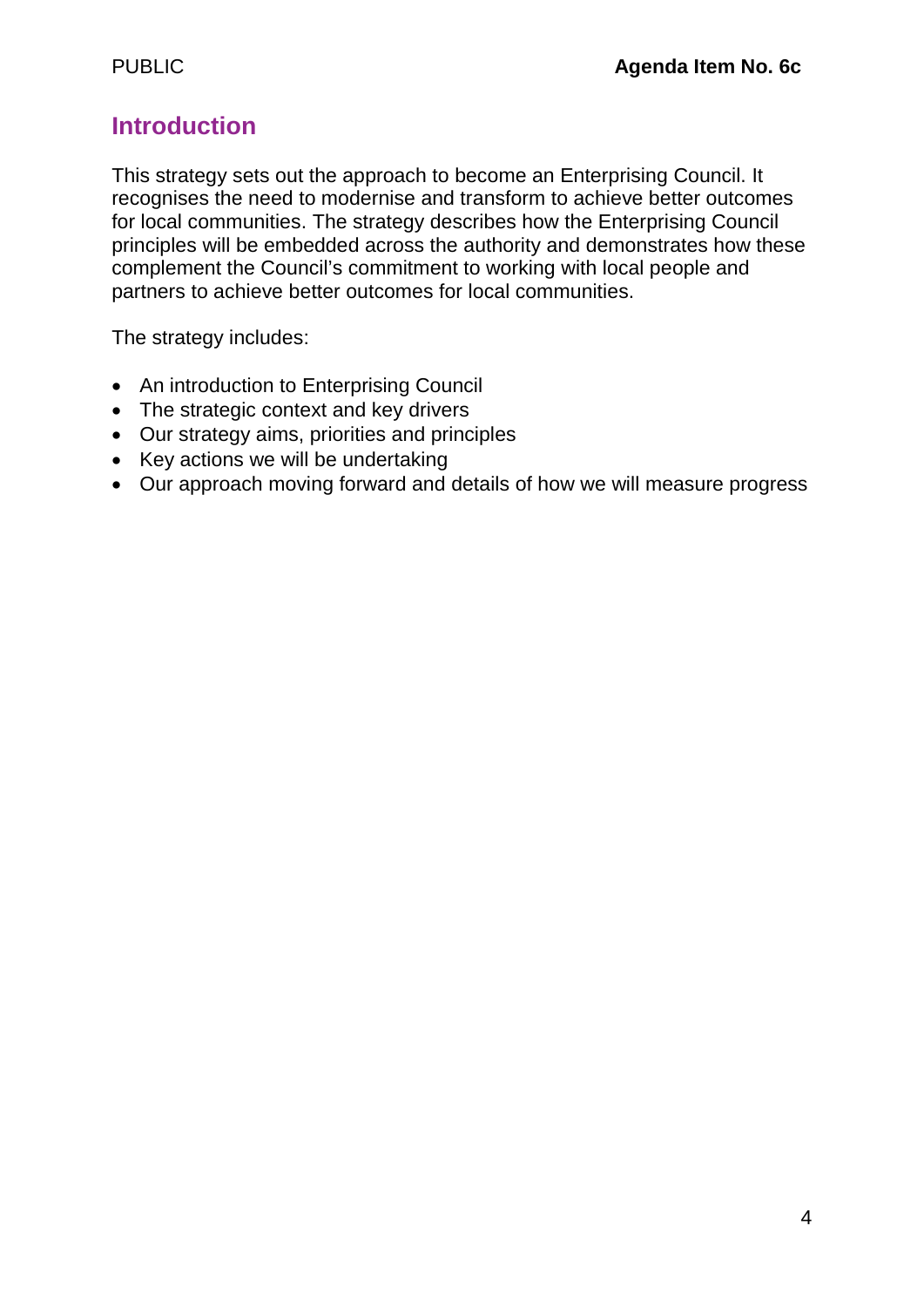## Introduction

This strategy sets out the approach to become an Enterprising Council. It recognises the need to modernise and transform to achieve better outcomes for local communities. The strategy describes how the Enterprising Council principles will be embedded across the authority and demonstrates how these complement the Council's commitment to working with local people and partners to achieve better outcomes for local communities.

The strategy includes:

- An introduction to Enterprising Council
- The strategic context and key drivers
- Our strategy aims, priorities and principles
- Key actions we will be undertaking
- Our approach moving forward and details of how we will measure progress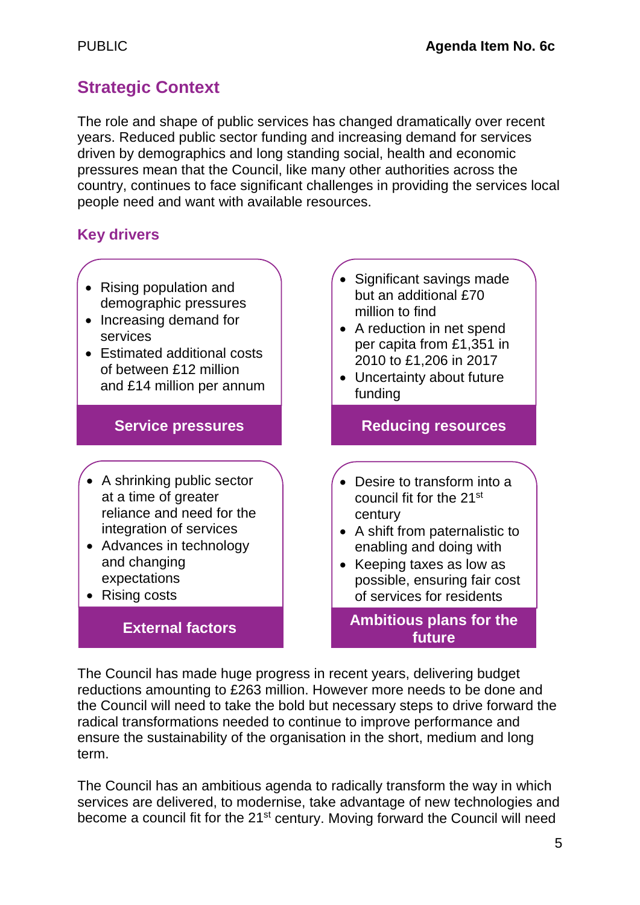## Strategic Context

The role and shape of public services has changed dramatically over recent years. Reduced public sector funding and increasing demand for services driven by demographics and long standing social, health and economic pressures mean that the Council, like many other authorities across the country, continues to face significant challenges in providing the services local people need and want with available resources.

### Key drivers

**Service pressures**

- Rising population and demographic pressures
- Increasing demand for services
- Estimated additional costs of between £12 million and £14 million per annum

**Reducing resources**

- Significant savings made but an additional £70 million to find
- A reduction in net spend per capita from £1,351 in 2010 to £1,206 in 2017
- Uncertainty about future funding

**External factors**

- A shrinking public sector at a time of greater reliance and need for the integration of services
- Advances in technology and changing expectations
- Rising costs

**Ambitious plans for the future**

- Desire to transform into a council fit for the 21st century
- A shift from paternalistic to enabling and doing with
- Keeping taxes as low as possible, ensuring fair cost of services for residents

The Council has made huge progress in recent years, delivering budget reductions amounting to £263 million. However more needs to be done and the Council will need to take the bold but necessary steps to drive forward the radical transformations needed to continue to improve performance and ensure the sustainability of the organisation in the short, medium and long term.

The Council has an ambitious agenda to radically transform the way in which services are delivered, to modernise, take advantage of new technologies and become a council fit for the 21st century. Moving forward the Council will need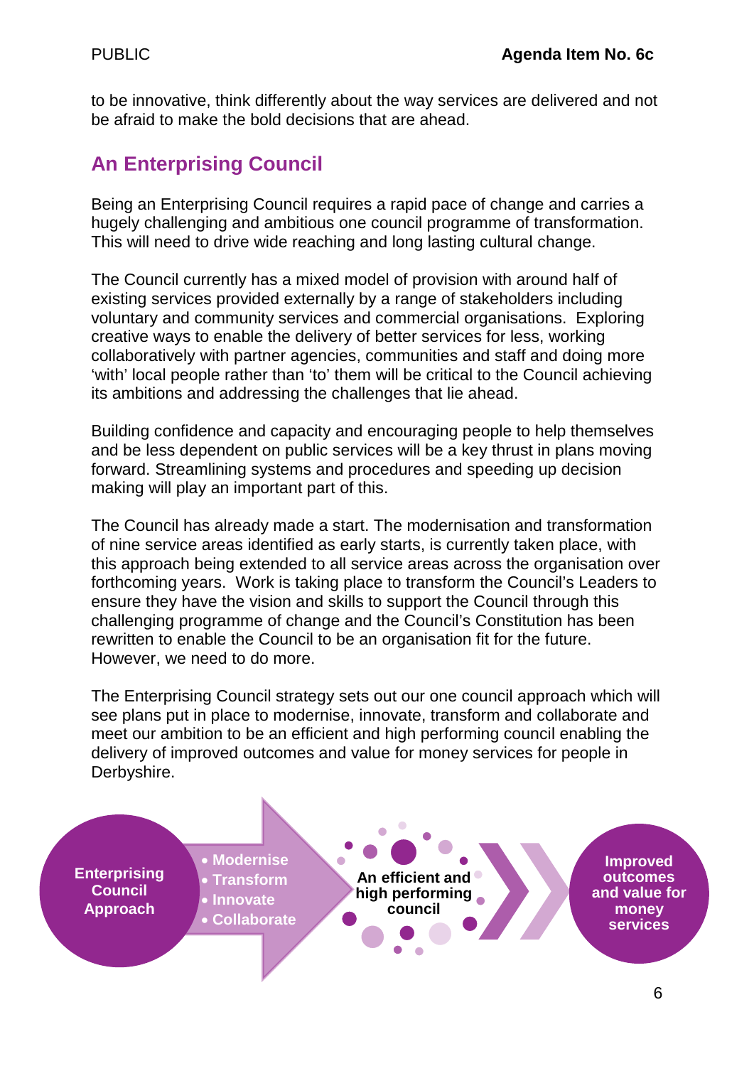to be innovative, think differently about the way services are delivered and not be afraid to make the bold decisions that are ahead.

## An Enterprising Council

Being an Enterprising Council requires a rapid pace of change and carries a hugely challenging and ambitious one council programme of transformation. This will need to drive wide reaching and long lasting cultural change.

The Council currently has a mixed model of provision with around half of existing services provided externally by a range of stakeholders including voluntary and community services and commercial organisations. Exploring creative ways to enable the delivery of better services for less, working collaboratively with partner agencies, communities and staff and doing more 'with' local people rather than 'to' them will be critical to the Council achieving its ambitions and addressing the challenges that lie ahead.

Building confidence and capacity and encouraging people to help themselves and be less dependent on public services will be a key thrust in plans moving forward. Streamlining systems and procedures and speeding up decision making will play an important part of this.

The Council has already made a start. The modernisation and transformation of nine service areas identified as early starts, is currently taken place, with this approach being extended to all service areas across the organisation over forthcoming years. Work is taking place to transform the Council's Leaders to ensure they have the vision and skills to support the Council through this challenging programme of change and the Council's Constitution has been rewritten to enable the Council to be an organisation fit for the future. However, we need to do more.

The Enterprising Council strategy sets out our one council approach which will see plans put in place to modernise, innovate, transform and collaborate and meet our ambition to be an efficient and high performing council enabling the delivery of improved outcomes and value for money services for people in Derbyshire.

**Enterprising Council Approach**

- Modernise
- Transform
- Innovate
- Collaborate

**An efficient and high performing council**

**Improved outcomes and value for money services**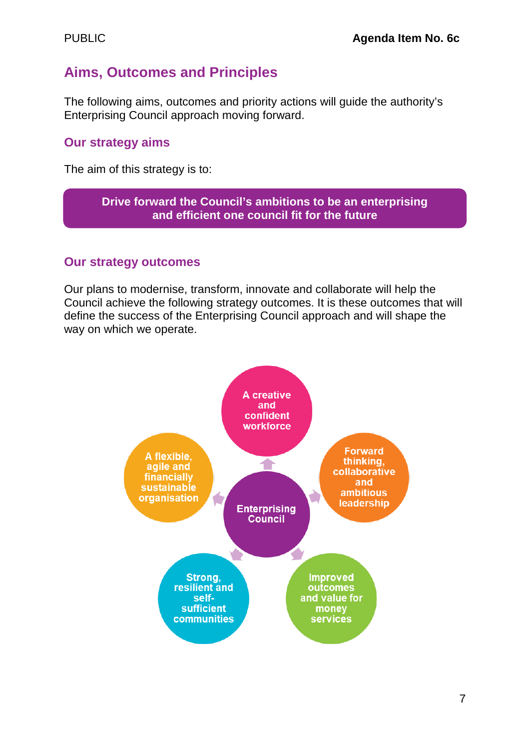## Aims, Outcomes and Principles

The following aims, outcomes and priority actions will guide the authority's Enterprising Council approach moving forward.

### Our strategy aims

The aim of this strategy is to:

**Drive forward the Council's ambitions to be an enterprising and efficient one council fit for the future**

### Our strategy outcomes

Our plans to modernise, transform, innovate and collaborate will help the Council achieve the following strategy outcomes. It is these outcomes that will define the success of the Enterprising Council approach and will shape the way on which we operate.

**Enterprising Council**

- A creative and confident workforce
- Forward thinking, collaborative and ambitious leadership
- Improved outcomes and value for money services
- Strong, resilient and self-sufficient communities
- A flexible, agile and financially sustainable organisation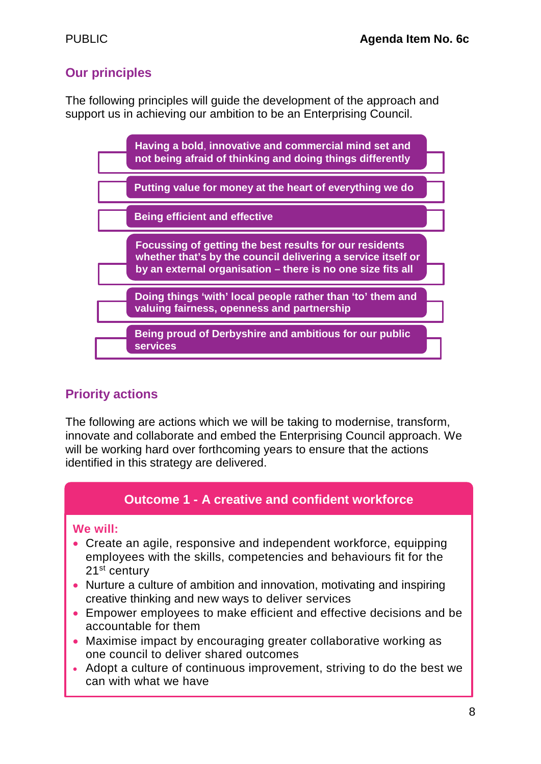## Our principles

The following principles will guide the development of the approach and support us in achieving our ambition to be an Enterprising Council.

- **Having a bold, innovative and commercial mind set and not being afraid of thinking and doing things differently**
- **Putting value for money at the heart of everything we do**
- **Being efficient and effective**
- **Focussing of getting the best results for our residents whether that's by the council delivering a service itself or by an external organisation – there is no one size fits all**
- **Doing things 'with' local people rather than 'to' them and valuing fairness, openness and partnership**
- **Being proud of Derbyshire and ambitious for our public services**

## Priority actions

The following are actions which we will be taking to modernise, transform, innovate and collaborate and embed the Enterprising Council approach. We will be working hard over forthcoming years to ensure that the actions identified in this strategy are delivered.

### Outcome 1 - A creative and confident workforce

**We will:**

- Create an agile, responsive and independent workforce, equipping employees with the skills, competencies and behaviours fit for the 21st century
- Nurture a culture of ambition and innovation, motivating and inspiring creative thinking and new ways to deliver services
- Empower employees to make efficient and effective decisions and be accountable for them
- Maximise impact by encouraging greater collaborative working as one council to deliver shared outcomes
- Adopt a culture of continuous improvement, striving to do the best we can with what we have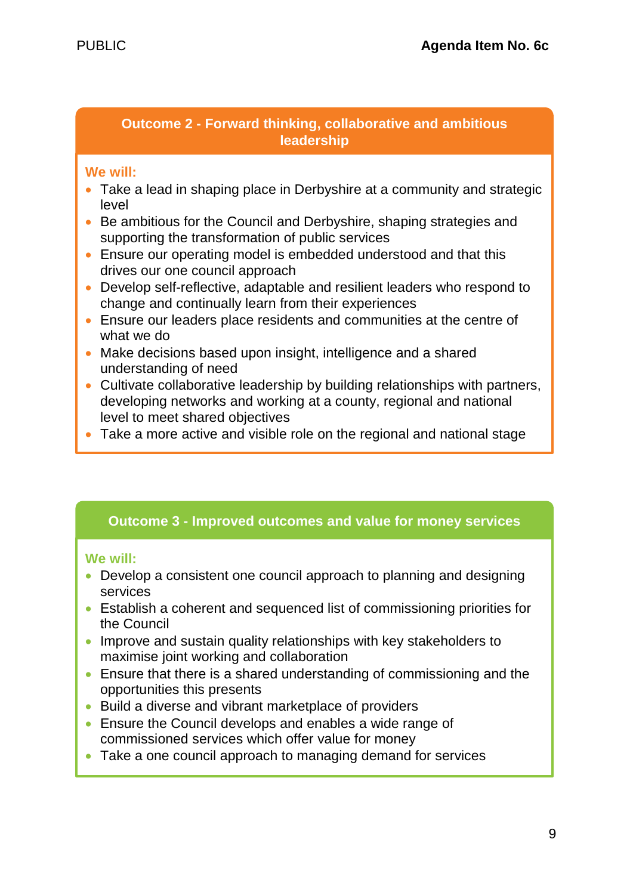## Outcome 2 - Forward thinking, collaborative and ambitious leadership

**We will:**

- Take a lead in shaping place in Derbyshire at a community and strategic level
- Be ambitious for the Council and Derbyshire, shaping strategies and supporting the transformation of public services
- Ensure our operating model is embedded understood and that this drives our one council approach
- Develop self-reflective, adaptable and resilient leaders who respond to change and continually learn from their experiences
- Ensure our leaders place residents and communities at the centre of what we do
- Make decisions based upon insight, intelligence and a shared understanding of need
- Cultivate collaborative leadership by building relationships with partners, developing networks and working at a county, regional and national level to meet shared objectives
- Take a more active and visible role on the regional and national stage

## Outcome 3 - Improved outcomes and value for money services

**We will:**

- Develop a consistent one council approach to planning and designing services
- Establish a coherent and sequenced list of commissioning priorities for the Council
- Improve and sustain quality relationships with key stakeholders to maximise joint working and collaboration
- Ensure that there is a shared understanding of commissioning and the opportunities this presents
- Build a diverse and vibrant marketplace of providers
- Ensure the Council develops and enables a wide range of commissioned services which offer value for money
- Take a one council approach to managing demand for services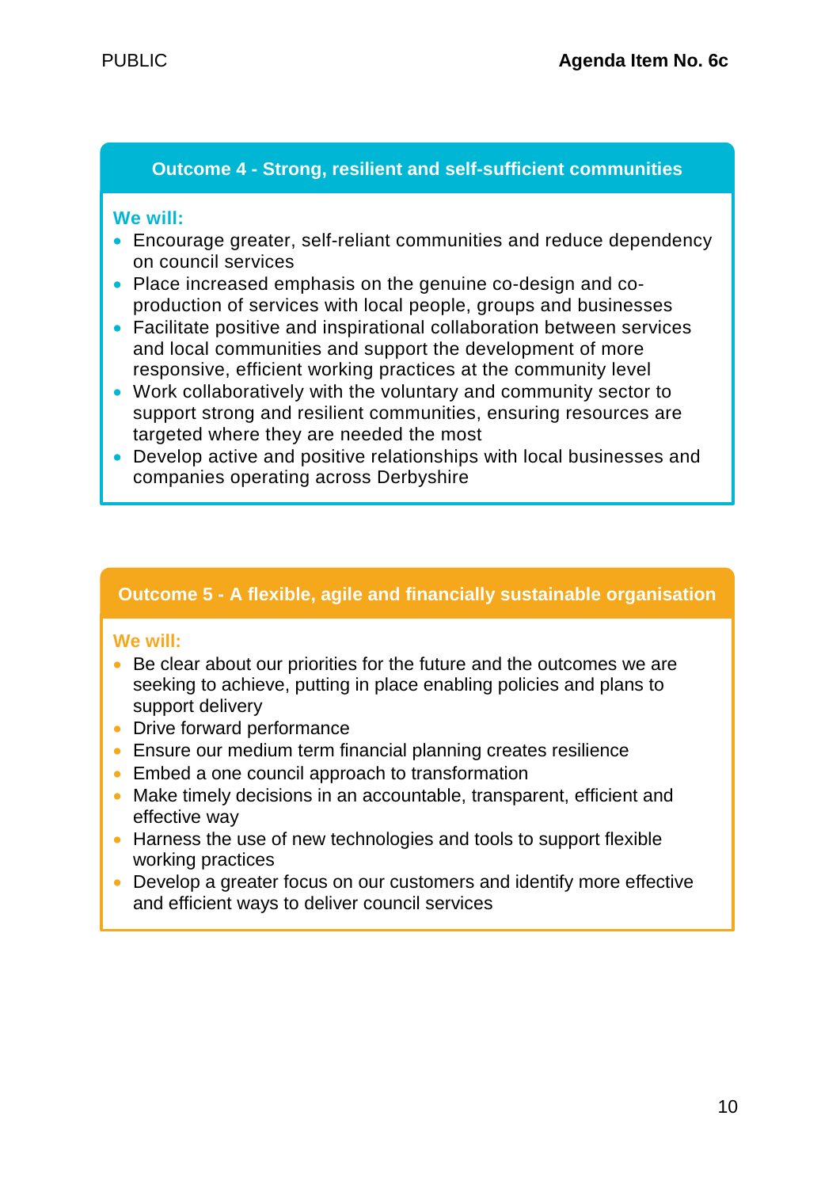## Outcome 4 - Strong, resilient and self-sufficient communities

**We will:**

- Encourage greater, self-reliant communities and reduce dependency on council services
- Place increased emphasis on the genuine co-design and co-production of services with local people, groups and businesses
- Facilitate positive and inspirational collaboration between services and local communities and support the development of more responsive, efficient working practices at the community level
- Work collaboratively with the voluntary and community sector to support strong and resilient communities, ensuring resources are targeted where they are needed the most
- Develop active and positive relationships with local businesses and companies operating across Derbyshire

## Outcome 5 - A flexible, agile and financially sustainable organisation

**We will:**

- Be clear about our priorities for the future and the outcomes we are seeking to achieve, putting in place enabling policies and plans to support delivery
- Drive forward performance
- Ensure our medium term financial planning creates resilience
- Embed a one council approach to transformation
- Make timely decisions in an accountable, transparent, efficient and effective way
- Harness the use of new technologies and tools to support flexible working practices
- Develop a greater focus on our customers and identify more effective and efficient ways to deliver council services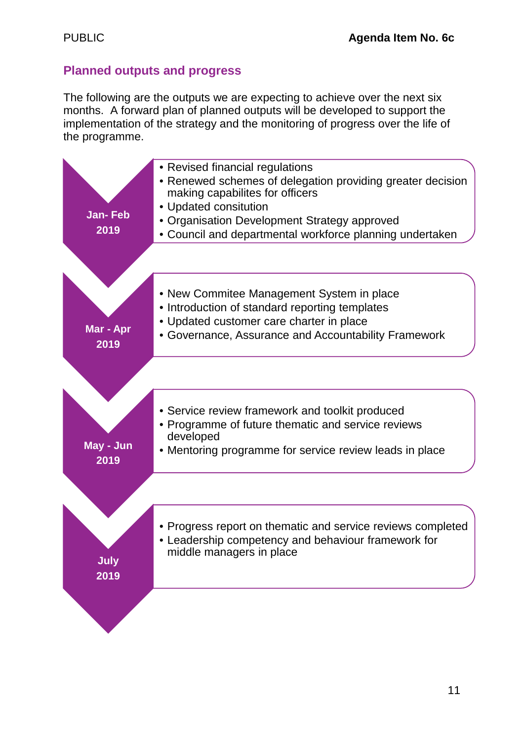## Planned outputs and progress

The following are the outputs we are expecting to achieve over the next six months. A forward plan of planned outputs will be developed to support the implementation of the strategy and the monitoring of progress over the life of the programme.

**Jan- Feb 2019**

- Revised financial regulations
- Renewed schemes of delegation providing greater decision making capabilites for officers
- Updated consitution
- Organisation Development Strategy approved
- Council and departmental workforce planning undertaken

**Mar - Apr 2019**

- New Commitee Management System in place
- Introduction of standard reporting templates
- Updated customer care charter in place
- Governance, Assurance and Accountability Framework

**May - Jun 2019**

- Service review framework and toolkit produced
- Programme of future thematic and service reviews developed
- Mentoring programme for service review leads in place

**July 2019**

- Progress report on thematic and service reviews completed
- Leadership competency and behaviour framework for middle managers in place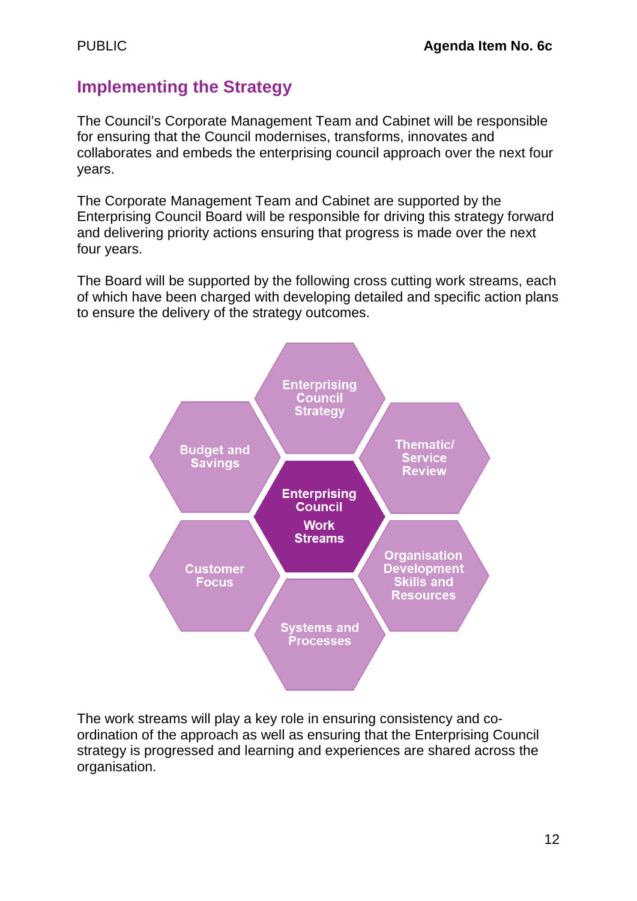## Implementing the Strategy

The Council's Corporate Management Team and Cabinet will be responsible for ensuring that the Council modernises, transforms, innovates and collaborates and embeds the enterprising council approach over the next four years.

The Corporate Management Team and Cabinet are supported by the Enterprising Council Board will be responsible for driving this strategy forward and delivering priority actions ensuring that progress is made over the next four years.

The Board will be supported by the following cross cutting work streams, each of which have been charged with developing detailed and specific action plans to ensure the delivery of the strategy outcomes.

Enterprising Council Work Streams

- Enterprising Council Strategy
- Thematic/ Service Review
- Organisation Development Skills and Resources
- Systems and Processes
- Customer Focus
- Budget and Savings

The work streams will play a key role in ensuring consistency and co-ordination of the approach as well as ensuring that the Enterprising Council strategy is progressed and learning and experiences are shared across the organisation.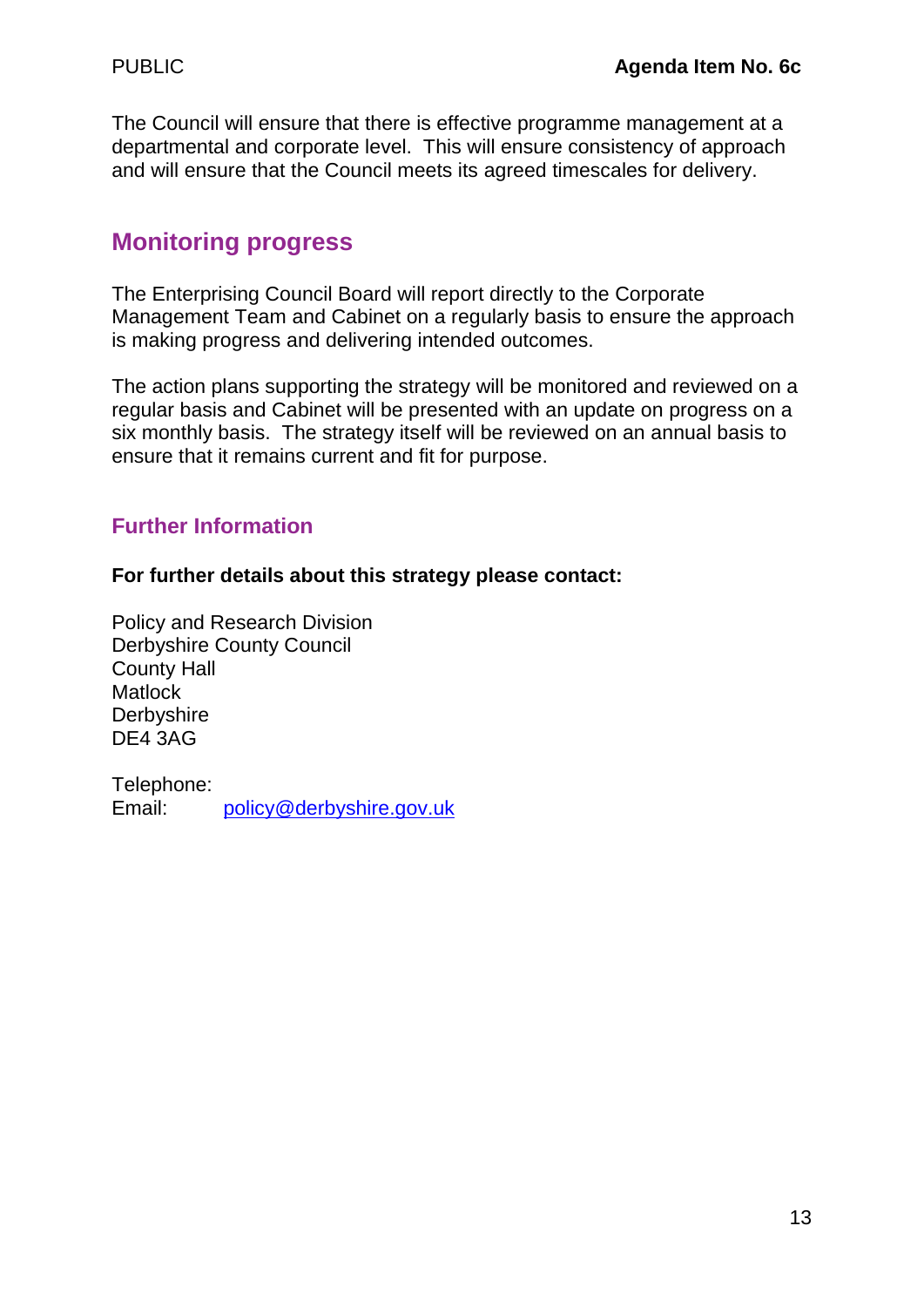The Council will ensure that there is effective programme management at a departmental and corporate level. This will ensure consistency of approach and will ensure that the Council meets its agreed timescales for delivery.

## Monitoring progress

The Enterprising Council Board will report directly to the Corporate Management Team and Cabinet on a regularly basis to ensure the approach is making progress and delivering intended outcomes.

The action plans supporting the strategy will be monitored and reviewed on a regular basis and Cabinet will be presented with an update on progress on a six monthly basis. The strategy itself will be reviewed on an annual basis to ensure that it remains current and fit for purpose.

### Further Information

**For further details about this strategy please contact:**

Policy and Research Division
Derbyshire County Council
County Hall
Matlock
Derbyshire
DE4 3AG

Telephone:
Email: policy@derbyshire.gov.uk